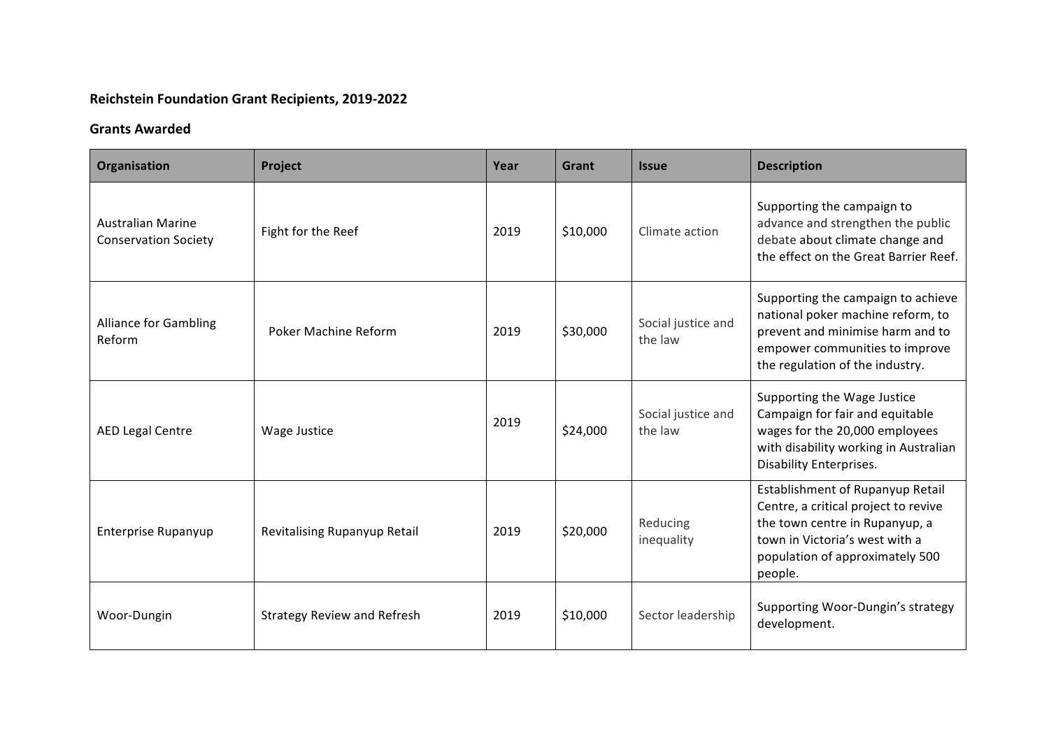**Reichstein Foundation Grant Recipients, 2019-2022**

**Grants Awarded**

| Organisation | Project | Year | Grant | Issue | Description |
|---|---|---|---|---|---|
| Australian Marine Conservation Society | Fight for the Reef | 2019 | $10,000 | Climate action | Supporting the campaign to advance and strengthen the public debate about climate change and the effect on the Great Barrier Reef. |
| Alliance for Gambling Reform | Poker Machine Reform | 2019 | $30,000 | Social justice and the law | Supporting the campaign to achieve national poker machine reform, to prevent and minimise harm and to empower communities to improve the regulation of the industry. |
| AED Legal Centre | Wage Justice | 2019 | $24,000 | Social justice and the law | Supporting the Wage Justice Campaign for fair and equitable wages for the 20,000 employees with disability working in Australian Disability Enterprises. |
| Enterprise Rupanyup | Revitalising Rupanyup Retail | 2019 | $20,000 | Reducing inequality | Establishment of Rupanyup Retail Centre, a critical project to revive the town centre in Rupanyup, a town in Victoria's west with a population of approximately 500 people. |
| Woor-Dungin | Strategy Review and Refresh | 2019 | $10,000 | Sector leadership | Supporting Woor-Dungin's strategy development. |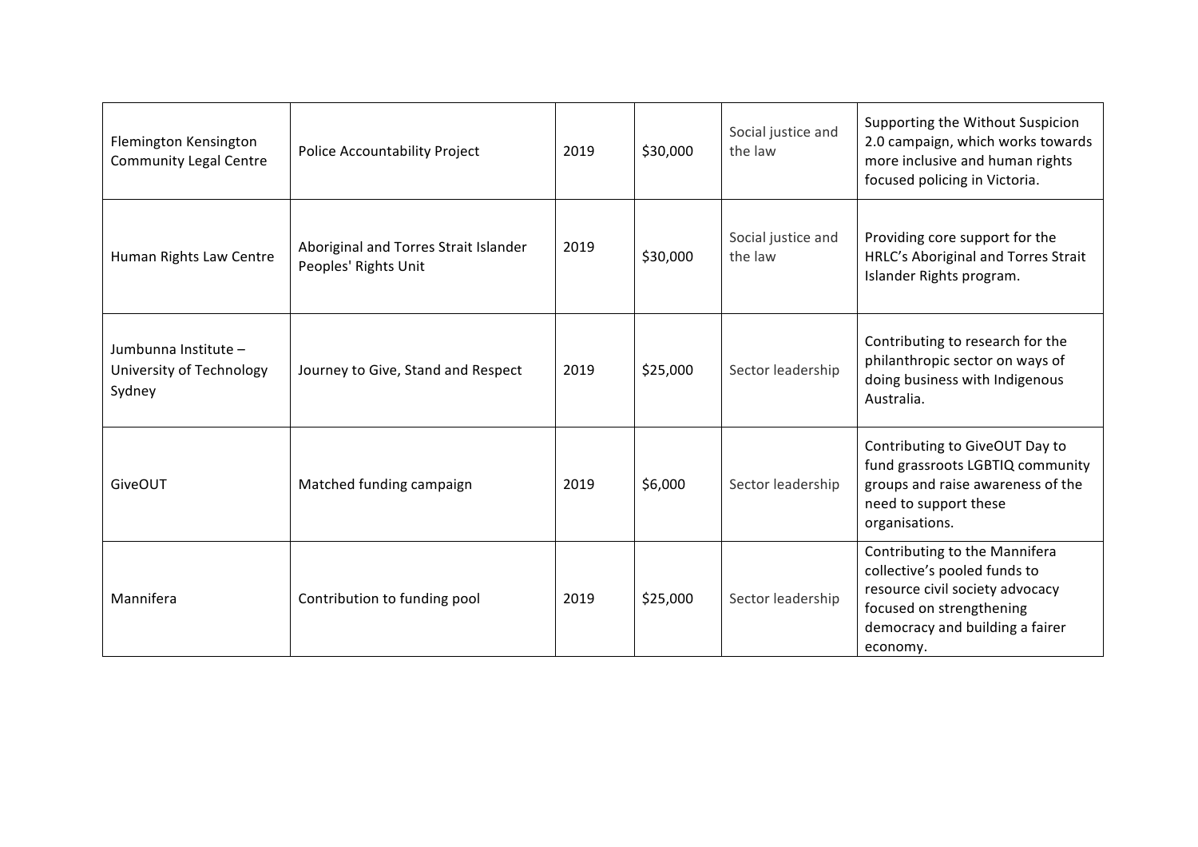| | | | | | |
|---|---|---|---|---|---|
| Flemington Kensington Community Legal Centre | Police Accountability Project | 2019 | $30,000 | Social justice and the law | Supporting the Without Suspicion 2.0 campaign, which works towards more inclusive and human rights focused policing in Victoria. |
| Human Rights Law Centre | Aboriginal and Torres Strait Islander Peoples' Rights Unit | 2019 | $30,000 | Social justice and the law | Providing core support for the HRLC's Aboriginal and Torres Strait Islander Rights program. |
| Jumbunna Institute – University of Technology Sydney | Journey to Give, Stand and Respect | 2019 | $25,000 | Sector leadership | Contributing to research for the philanthropic sector on ways of doing business with Indigenous Australia. |
| GiveOUT | Matched funding campaign | 2019 | $6,000 | Sector leadership | Contributing to GiveOUT Day to fund grassroots LGBTIQ community groups and raise awareness of the need to support these organisations. |
| Mannifera | Contribution to funding pool | 2019 | $25,000 | Sector leadership | Contributing to the Mannifera collective's pooled funds to resource civil society advocacy focused on strengthening democracy and building a fairer economy. |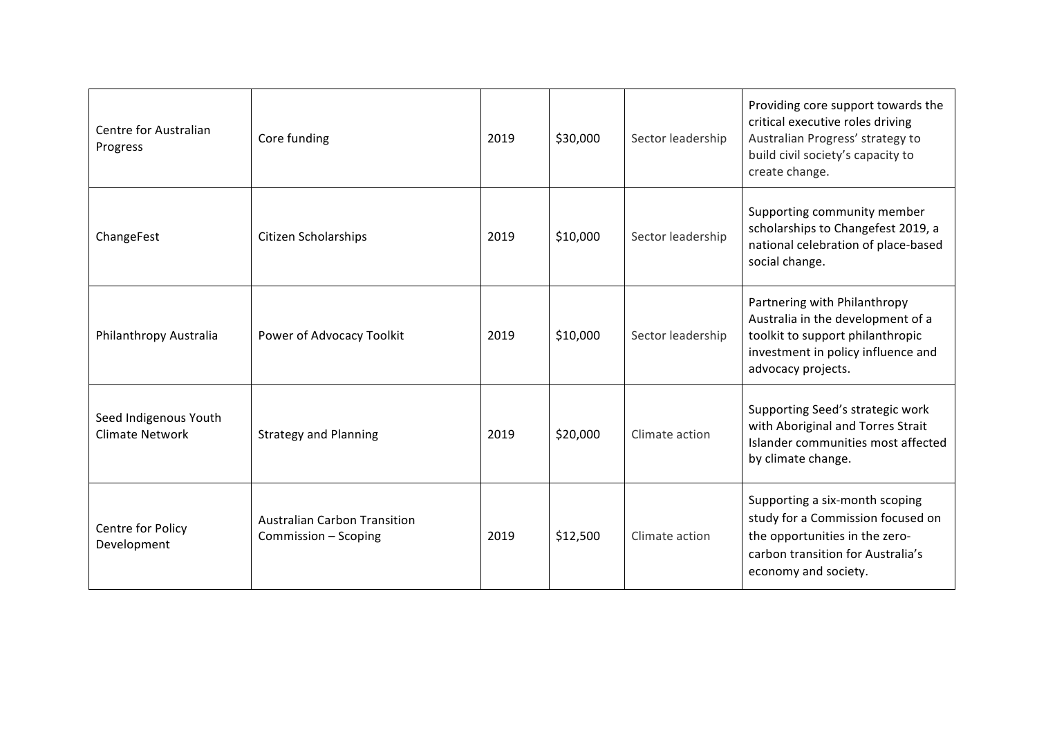| Centre for Australian Progress | Core funding | 2019 | $30,000 | Sector leadership | Providing core support towards the critical executive roles driving Australian Progress' strategy to build civil society's capacity to create change. |
|---|---|---|---|---|---|
| ChangeFest | Citizen Scholarships | 2019 | $10,000 | Sector leadership | Supporting community member scholarships to Changefest 2019, a national celebration of place-based social change. |
| Philanthropy Australia | Power of Advocacy Toolkit | 2019 | $10,000 | Sector leadership | Partnering with Philanthropy Australia in the development of a toolkit to support philanthropic investment in policy influence and advocacy projects. |
| Seed Indigenous Youth Climate Network | Strategy and Planning | 2019 | $20,000 | Climate action | Supporting Seed's strategic work with Aboriginal and Torres Strait Islander communities most affected by climate change. |
| Centre for Policy Development | Australian Carbon Transition Commission – Scoping | 2019 | $12,500 | Climate action | Supporting a six-month scoping study for a Commission focused on the opportunities in the zero-carbon transition for Australia's economy and society. |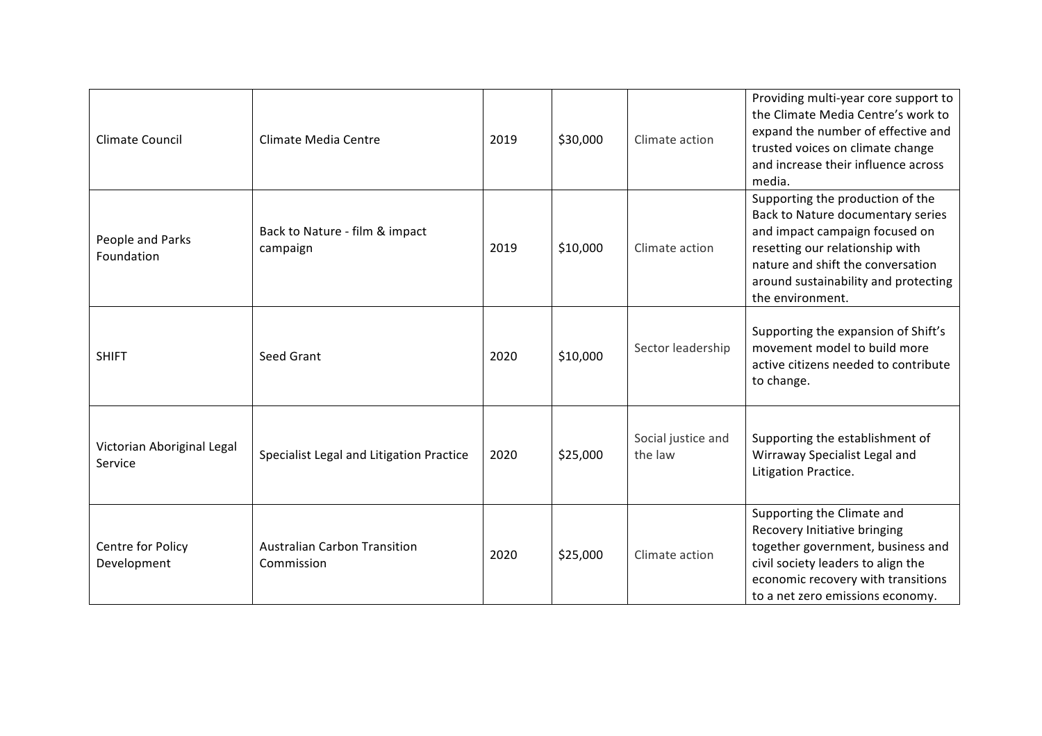| | | | | | |
|---|---|---|---|---|---|
| Climate Council | Climate Media Centre | 2019 | $30,000 | Climate action | Providing multi-year core support to the Climate Media Centre's work to expand the number of effective and trusted voices on climate change and increase their influence across media. |
| People and Parks Foundation | Back to Nature - film & impact campaign | 2019 | $10,000 | Climate action | Supporting the production of the Back to Nature documentary series and impact campaign focused on resetting our relationship with nature and shift the conversation around sustainability and protecting the environment. |
| SHIFT | Seed Grant | 2020 | $10,000 | Sector leadership | Supporting the expansion of Shift's movement model to build more active citizens needed to contribute to change. |
| Victorian Aboriginal Legal Service | Specialist Legal and Litigation Practice | 2020 | $25,000 | Social justice and the law | Supporting the establishment of Wirraway Specialist Legal and Litigation Practice. |
| Centre for Policy Development | Australian Carbon Transition Commission | 2020 | $25,000 | Climate action | Supporting the Climate and Recovery Initiative bringing together government, business and civil society leaders to align the economic recovery with transitions to a net zero emissions economy. |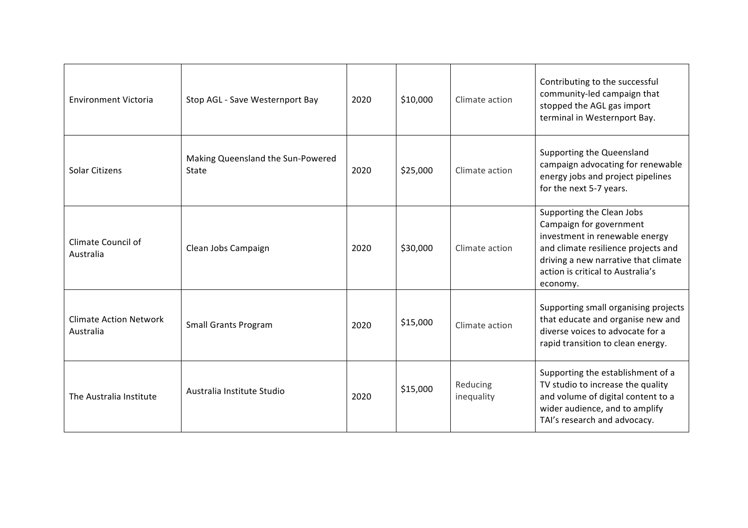| | | | | | |
|---|---|---|---|---|---|
| Environment Victoria | Stop AGL - Save Westernport Bay | 2020 | $10,000 | Climate action | Contributing to the successful community-led campaign that stopped the AGL gas import terminal in Westernport Bay. |
| Solar Citizens | Making Queensland the Sun-Powered State | 2020 | $25,000 | Climate action | Supporting the Queensland campaign advocating for renewable energy jobs and project pipelines for the next 5-7 years. |
| Climate Council of Australia | Clean Jobs Campaign | 2020 | $30,000 | Climate action | Supporting the Clean Jobs Campaign for government investment in renewable energy and climate resilience projects and driving a new narrative that climate action is critical to Australia's economy. |
| Climate Action Network Australia | Small Grants Program | 2020 | $15,000 | Climate action | Supporting small organising projects that educate and organise new and diverse voices to advocate for a rapid transition to clean energy. |
| The Australia Institute | Australia Institute Studio | 2020 | $15,000 | Reducing inequality | Supporting the establishment of a TV studio to increase the quality and volume of digital content to a wider audience, and to amplify TAI's research and advocacy. |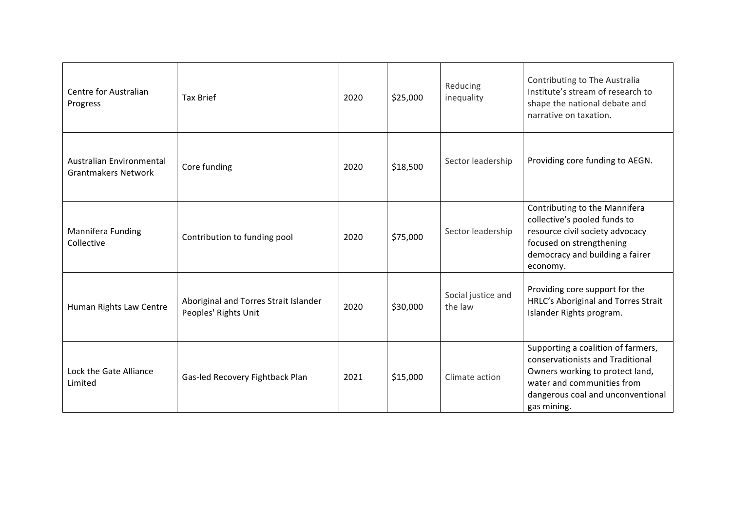| Centre for Australian Progress | Tax Brief | 2020 | $25,000 | Reducing inequality | Contributing to The Australia Institute's stream of research to shape the national debate and narrative on taxation. |
|---|---|---|---|---|---|
| Australian Environmental Grantmakers Network | Core funding | 2020 | $18,500 | Sector leadership | Providing core funding to AEGN. |
| Mannifera Funding Collective | Contribution to funding pool | 2020 | $75,000 | Sector leadership | Contributing to the Mannifera collective's pooled funds to resource civil society advocacy focused on strengthening democracy and building a fairer economy. |
| Human Rights Law Centre | Aboriginal and Torres Strait Islander Peoples' Rights Unit | 2020 | $30,000 | Social justice and the law | Providing core support for the HRLC's Aboriginal and Torres Strait Islander Rights program. |
| Lock the Gate Alliance Limited | Gas-led Recovery Fightback Plan | 2021 | $15,000 | Climate action | Supporting a coalition of farmers, conservationists and Traditional Owners working to protect land, water and communities from dangerous coal and unconventional gas mining. |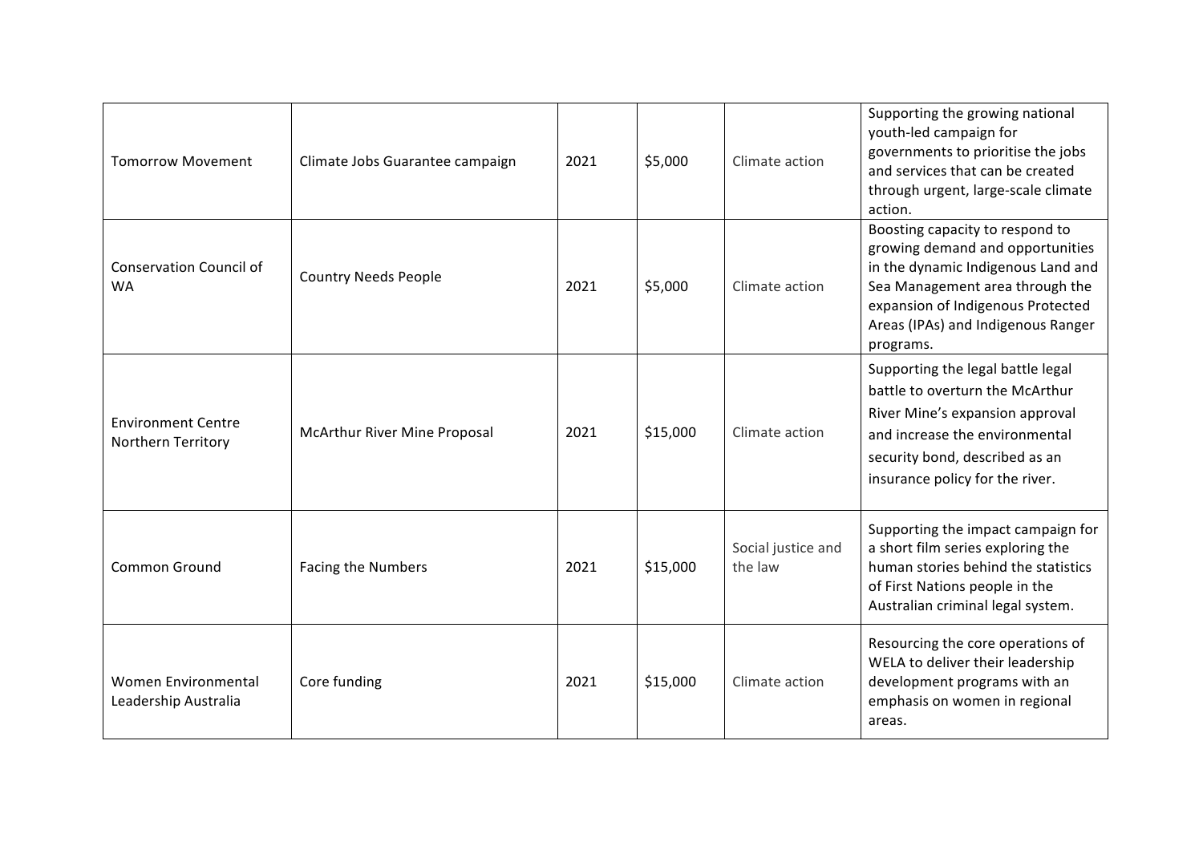| Tomorrow Movement | Climate Jobs Guarantee campaign | 2021 | $5,000 | Climate action | Supporting the growing national youth-led campaign for governments to prioritise the jobs and services that can be created through urgent, large-scale climate action. |
|---|---|---|---|---|---|
| Conservation Council of WA | Country Needs People | 2021 | $5,000 | Climate action | Boosting capacity to respond to growing demand and opportunities in the dynamic Indigenous Land and Sea Management area through the expansion of Indigenous Protected Areas (IPAs) and Indigenous Ranger programs. |
| Environment Centre Northern Territory | McArthur River Mine Proposal | 2021 | $15,000 | Climate action | Supporting the legal battle legal battle to overturn the McArthur River Mine's expansion approval and increase the environmental security bond, described as an insurance policy for the river. |
| Common Ground | Facing the Numbers | 2021 | $15,000 | Social justice and the law | Supporting the impact campaign for a short film series exploring the human stories behind the statistics of First Nations people in the Australian criminal legal system. |
| Women Environmental Leadership Australia | Core funding | 2021 | $15,000 | Climate action | Resourcing the core operations of WELA to deliver their leadership development programs with an emphasis on women in regional areas. |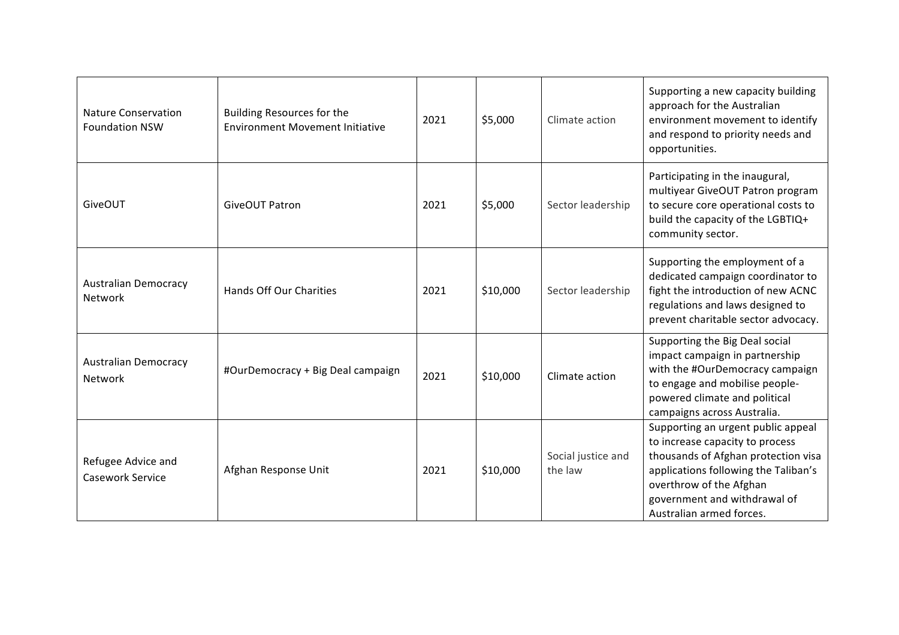| Nature Conservation Foundation NSW | Building Resources for the Environment Movement Initiative | 2021 | $5,000 | Climate action | Supporting a new capacity building approach for the Australian environment movement to identify and respond to priority needs and opportunities. |
|---|---|---|---|---|---|
| GiveOUT | GiveOUT Patron | 2021 | $5,000 | Sector leadership | Participating in the inaugural, multiyear GiveOUT Patron program to secure core operational costs to build the capacity of the LGBTIQ+ community sector. |
| Australian Democracy Network | Hands Off Our Charities | 2021 | $10,000 | Sector leadership | Supporting the employment of a dedicated campaign coordinator to fight the introduction of new ACNC regulations and laws designed to prevent charitable sector advocacy. |
| Australian Democracy Network | #OurDemocracy + Big Deal campaign | 2021 | $10,000 | Climate action | Supporting the Big Deal social impact campaign in partnership with the #OurDemocracy campaign to engage and mobilise people-powered climate and political campaigns across Australia. |
| Refugee Advice and Casework Service | Afghan Response Unit | 2021 | $10,000 | Social justice and the law | Supporting an urgent public appeal to increase capacity to process thousands of Afghan protection visa applications following the Taliban's overthrow of the Afghan government and withdrawal of Australian armed forces. |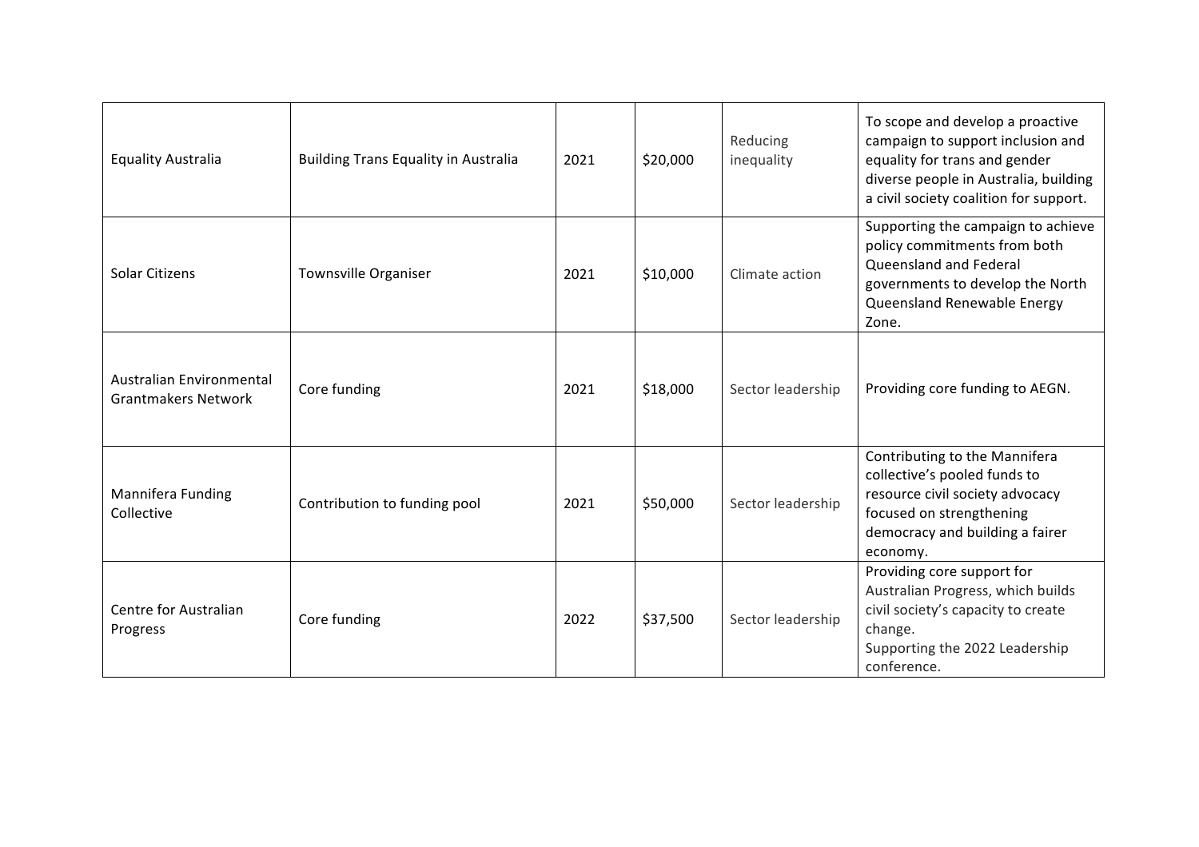| Equality Australia | Building Trans Equality in Australia | 2021 | $20,000 | Reducing inequality | To scope and develop a proactive campaign to support inclusion and equality for trans and gender diverse people in Australia, building a civil society coalition for support. |
|---|---|---|---|---|---|
| Solar Citizens | Townsville Organiser | 2021 | $10,000 | Climate action | Supporting the campaign to achieve policy commitments from both Queensland and Federal governments to develop the North Queensland Renewable Energy Zone. |
| Australian Environmental Grantmakers Network | Core funding | 2021 | $18,000 | Sector leadership | Providing core funding to AEGN. |
| Mannifera Funding Collective | Contribution to funding pool | 2021 | $50,000 | Sector leadership | Contributing to the Mannifera collective's pooled funds to resource civil society advocacy focused on strengthening democracy and building a fairer economy. |
| Centre for Australian Progress | Core funding | 2022 | $37,500 | Sector leadership | Providing core support for Australian Progress, which builds civil society's capacity to create change. Supporting the 2022 Leadership conference. |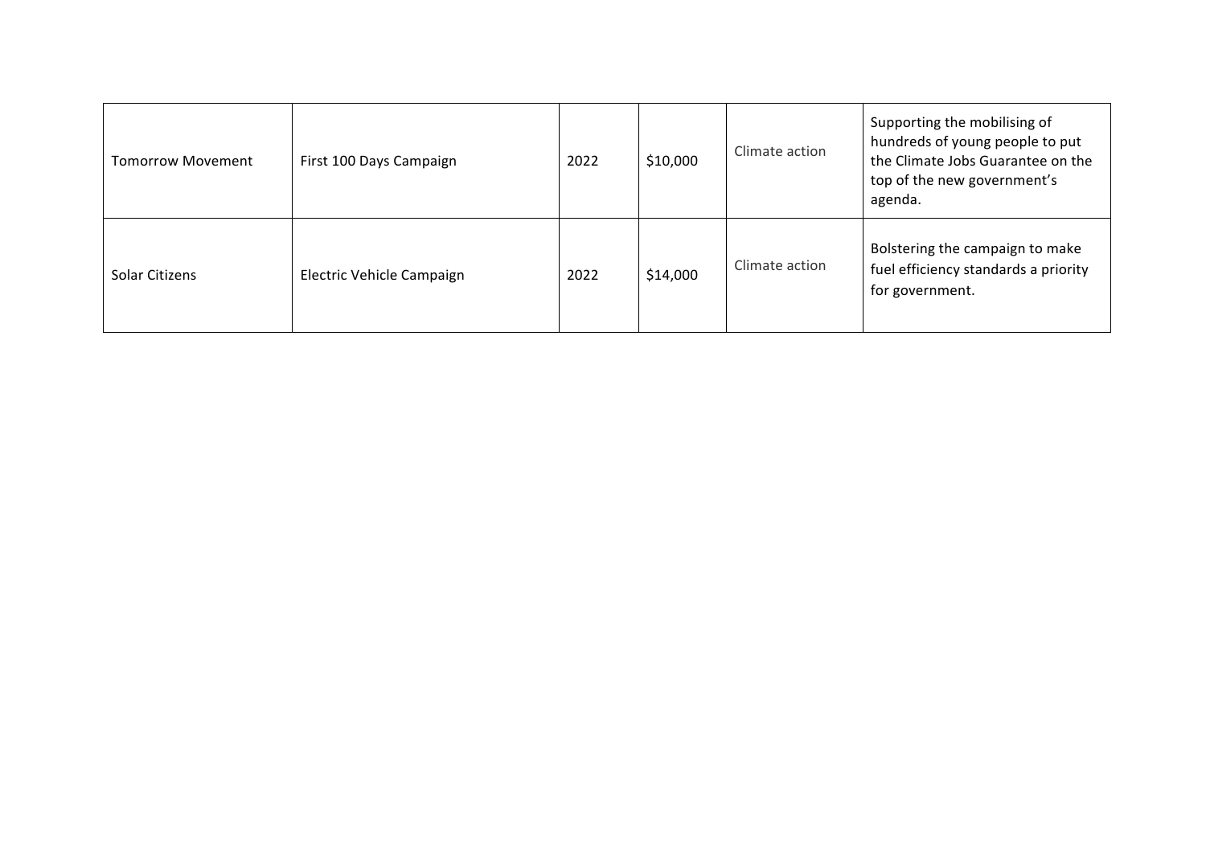| | | | | | |
|---|---|---|---|---|---|
| Tomorrow Movement | First 100 Days Campaign | 2022 | $10,000 | Climate action | Supporting the mobilising of hundreds of young people to put the Climate Jobs Guarantee on the top of the new government's agenda. |
| Solar Citizens | Electric Vehicle Campaign | 2022 | $14,000 | Climate action | Bolstering the campaign to make fuel efficiency standards a priority for government. |